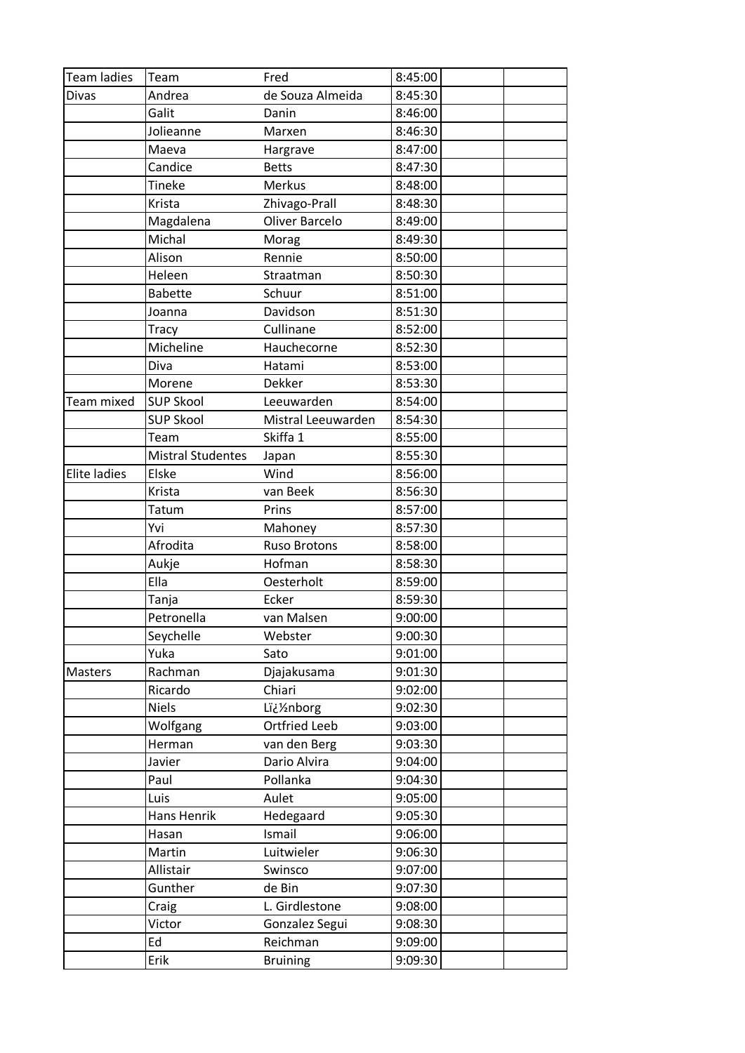| Team ladies | Team | Fred | 8:45:00 | | |
|---|---|---|---|---|---|
| Divas | Andrea | de Souza Almeida | 8:45:30 | | |
| | Galit | Danin | 8:46:00 | | |
| | Jolieanne | Marxen | 8:46:30 | | |
| | Maeva | Hargrave | 8:47:00 | | |
| | Candice | Betts | 8:47:30 | | |
| | Tineke | Merkus | 8:48:00 | | |
| | Krista | Zhivago-Prall | 8:48:30 | | |
| | Magdalena | Oliver Barcelo | 8:49:00 | | |
| | Michal | Morag | 8:49:30 | | |
| | Alison | Rennie | 8:50:00 | | |
| | Heleen | Straatman | 8:50:30 | | |
| | Babette | Schuur | 8:51:00 | | |
| | Joanna | Davidson | 8:51:30 | | |
| | Tracy | Cullinane | 8:52:00 | | |
| | Micheline | Hauchecorne | 8:52:30 | | |
| | Diva | Hatami | 8:53:00 | | |
| | Morene | Dekker | 8:53:30 | | |
| Team mixed | SUP Skool | Leeuwarden | 8:54:00 | | |
| | SUP Skool | Mistral Leeuwarden | 8:54:30 | | |
| | Team | Skiffa 1 | 8:55:00 | | |
| | Mistral Studentes | Japan | 8:55:30 | | |
| Elite ladies | Elske | Wind | 8:56:00 | | |
| | Krista | van Beek | 8:56:30 | | |
| | Tatum | Prins | 8:57:00 | | |
| | Yvi | Mahoney | 8:57:30 | | |
| | Afrodita | Ruso Brotons | 8:58:00 | | |
| | Aukje | Hofman | 8:58:30 | | |
| | Ella | Oesterholt | 8:59:00 | | |
| | Tanja | Ecker | 8:59:30 | | |
| | Petronella | van Malsen | 9:00:00 | | |
| | Seychelle | Webster | 9:00:30 | | |
| | Yuka | Sato | 9:01:00 | | |
| Masters | Rachman | Djajakusama | 9:01:30 | | |
| | Ricardo | Chiari | 9:02:00 | | |
| | Niels | Lï¿½nborg | 9:02:30 | | |
| | Wolfgang | Ortfried Leeb | 9:03:00 | | |
| | Herman | van den Berg | 9:03:30 | | |
| | Javier | Dario Alvira | 9:04:00 | | |
| | Paul | Pollanka | 9:04:30 | | |
| | Luis | Aulet | 9:05:00 | | |
| | Hans Henrik | Hedegaard | 9:05:30 | | |
| | Hasan | Ismail | 9:06:00 | | |
| | Martin | Luitwieler | 9:06:30 | | |
| | Allistair | Swinsco | 9:07:00 | | |
| | Gunther | de Bin | 9:07:30 | | |
| | Craig | L. Girdlestone | 9:08:00 | | |
| | Victor | Gonzalez Segui | 9:08:30 | | |
| | Ed | Reichman | 9:09:00 | | |
| | Erik | Bruining | 9:09:30 | | |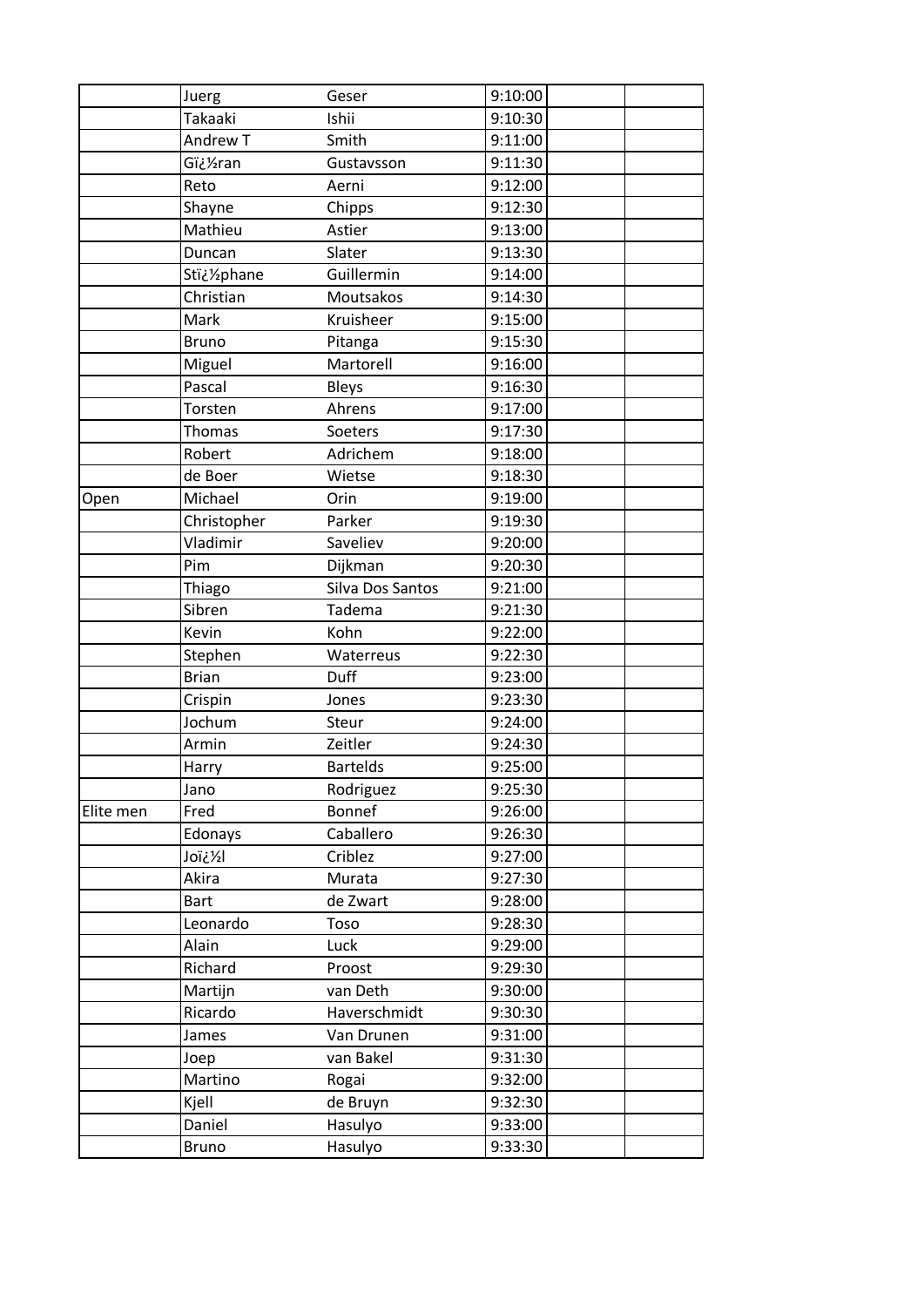| | | | | | |
|---|---|---|---|---|---|
| | Juerg | Geser | 9:10:00 | | |
| | Takaaki | Ishii | 9:10:30 | | |
| | Andrew T | Smith | 9:11:00 | | |
| | Gï¿½ran | Gustavsson | 9:11:30 | | |
| | Reto | Aerni | 9:12:00 | | |
| | Shayne | Chipps | 9:12:30 | | |
| | Mathieu | Astier | 9:13:00 | | |
| | Duncan | Slater | 9:13:30 | | |
| | Stï¿½phane | Guillermin | 9:14:00 | | |
| | Christian | Moutsakos | 9:14:30 | | |
| | Mark | Kruisheer | 9:15:00 | | |
| | Bruno | Pitanga | 9:15:30 | | |
| | Miguel | Martorell | 9:16:00 | | |
| | Pascal | Bleys | 9:16:30 | | |
| | Torsten | Ahrens | 9:17:00 | | |
| | Thomas | Soeters | 9:17:30 | | |
| | Robert | Adrichem | 9:18:00 | | |
| | de Boer | Wietse | 9:18:30 | | |
| Open | Michael | Orin | 9:19:00 | | |
| | Christopher | Parker | 9:19:30 | | |
| | Vladimir | Saveliev | 9:20:00 | | |
| | Pim | Dijkman | 9:20:30 | | |
| | Thiago | Silva Dos Santos | 9:21:00 | | |
| | Sibren | Tadema | 9:21:30 | | |
| | Kevin | Kohn | 9:22:00 | | |
| | Stephen | Waterreus | 9:22:30 | | |
| | Brian | Duff | 9:23:00 | | |
| | Crispin | Jones | 9:23:30 | | |
| | Jochum | Steur | 9:24:00 | | |
| | Armin | Zeitler | 9:24:30 | | |
| | Harry | Bartelds | 9:25:00 | | |
| | Jano | Rodriguez | 9:25:30 | | |
| Elite men | Fred | Bonnef | 9:26:00 | | |
| | Edonays | Caballero | 9:26:30 | | |
| | Joï¿½l | Criblez | 9:27:00 | | |
| | Akira | Murata | 9:27:30 | | |
| | Bart | de Zwart | 9:28:00 | | |
| | Leonardo | Toso | 9:28:30 | | |
| | Alain | Luck | 9:29:00 | | |
| | Richard | Proost | 9:29:30 | | |
| | Martijn | van Deth | 9:30:00 | | |
| | Ricardo | Haverschmidt | 9:30:30 | | |
| | James | Van Drunen | 9:31:00 | | |
| | Joep | van Bakel | 9:31:30 | | |
| | Martino | Rogai | 9:32:00 | | |
| | Kjell | de Bruyn | 9:32:30 | | |
| | Daniel | Hasulyo | 9:33:00 | | |
| | Bruno | Hasulyo | 9:33:30 | | |